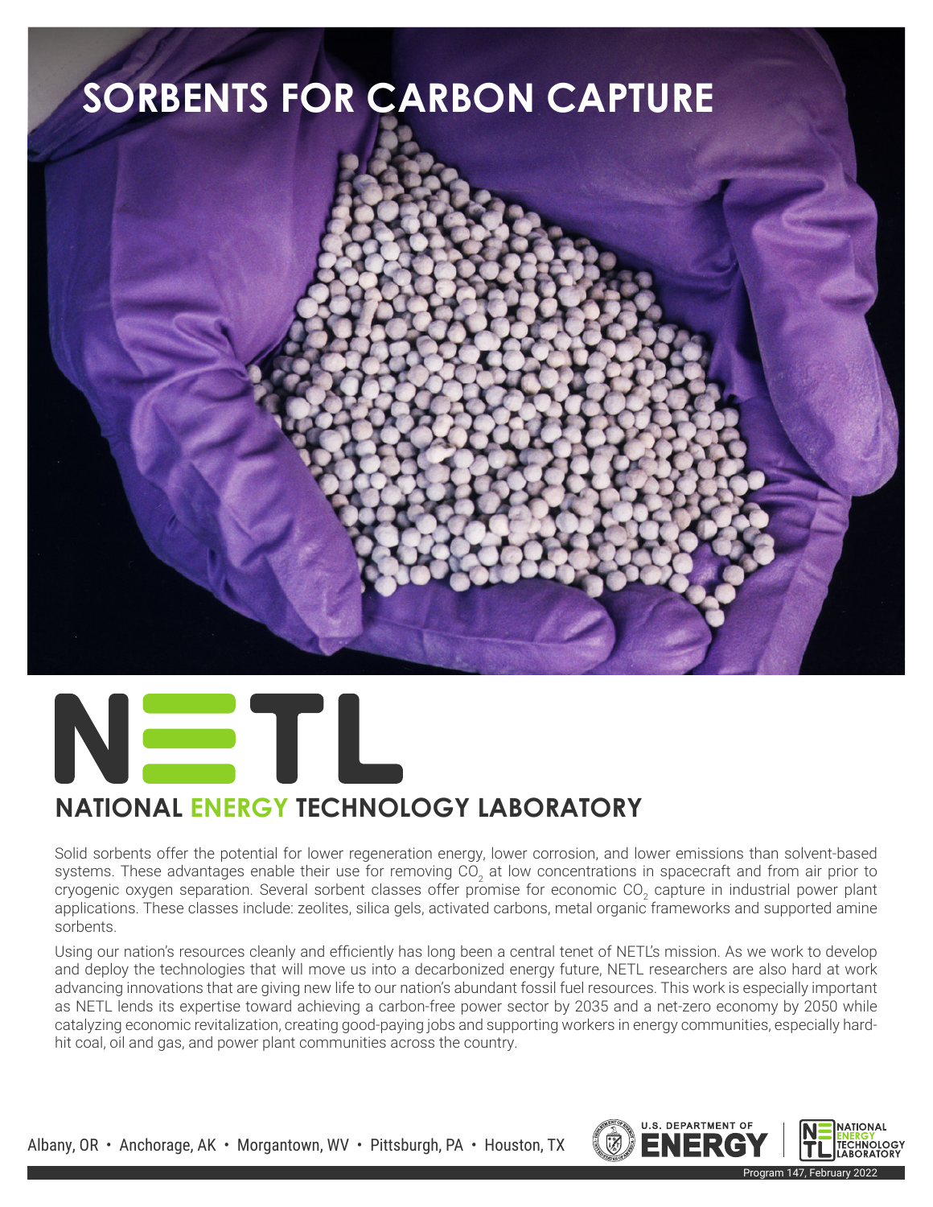# SORBENTS FOR CARBON CAPTURE

## NATIONAL ENERGY TECHNOLOGY LABORATORY

Solid sorbents offer the potential for lower regeneration energy, lower corrosion, and lower emissions than solvent-based systems. These advantages enable their use for removing $CO_2$ at low concentrations in spacecraft and from air prior to cryogenic oxygen separation. Several sorbent classes offer promise for economic $CO_2$ capture in industrial power plant applications. These classes include: zeolites, silica gels, activated carbons, metal organic frameworks and supported amine sorbents.

Using our nation's resources cleanly and efficiently has long been a central tenet of NETL's mission. As we work to develop and deploy the technologies that will move us into a decarbonized energy future, NETL researchers are also hard at work advancing innovations that are giving new life to our nation's abundant fossil fuel resources. This work is especially important as NETL lends its expertise toward achieving a carbon-free power sector by 2035 and a net-zero economy by 2050 while catalyzing economic revitalization, creating good-paying jobs and supporting workers in energy communities, especially hard-hit coal, oil and gas, and power plant communities across the country.

Albany, OR • Anchorage, AK • Morgantown, WV • Pittsburgh, PA • Houston, TX

U.S. DEPARTMENT OF ENERGY | NATIONAL ENERGY TECHNOLOGY LABORATORY

Program 147, February 2022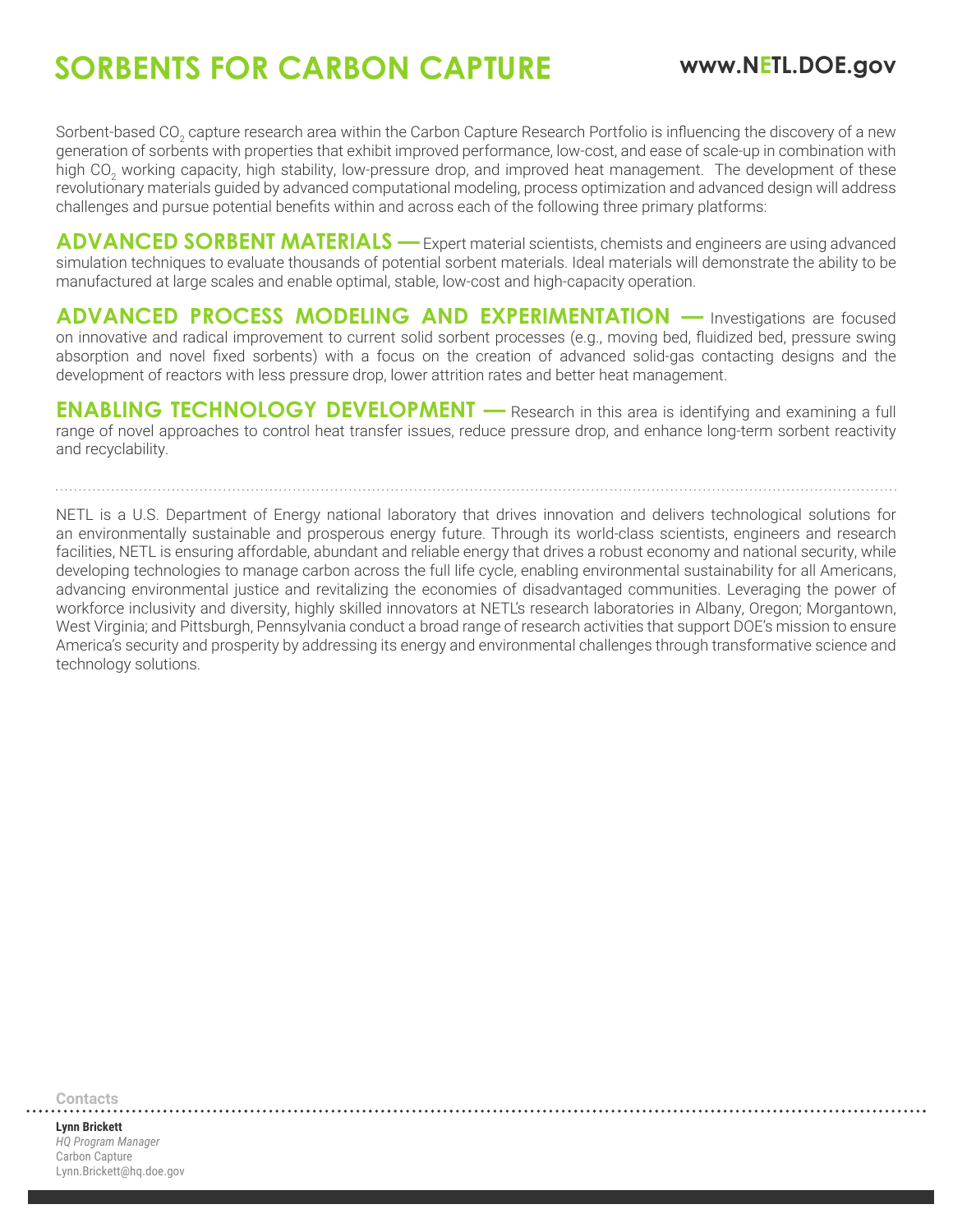# SORBENTS FOR CARBON CAPTURE

www.NETL.DOE.gov

Sorbent-based $CO_2$ capture research area within the Carbon Capture Research Portfolio is influencing the discovery of a new generation of sorbents with properties that exhibit improved performance, low-cost, and ease of scale-up in combination with high $CO_2$ working capacity, high stability, low-pressure drop, and improved heat management. The development of these revolutionary materials guided by advanced computational modeling, process optimization and advanced design will address challenges and pursue potential benefits within and across each of the following three primary platforms:

**ADVANCED SORBENT MATERIALS —** Expert material scientists, chemists and engineers are using advanced simulation techniques to evaluate thousands of potential sorbent materials. Ideal materials will demonstrate the ability to be manufactured at large scales and enable optimal, stable, low-cost and high-capacity operation.

**ADVANCED PROCESS MODELING AND EXPERIMENTATION —** Investigations are focused on innovative and radical improvement to current solid sorbent processes (e.g., moving bed, fluidized bed, pressure swing absorption and novel fixed sorbents) with a focus on the creation of advanced solid-gas contacting designs and the development of reactors with less pressure drop, lower attrition rates and better heat management.

**ENABLING TECHNOLOGY DEVELOPMENT —** Research in this area is identifying and examining a full range of novel approaches to control heat transfer issues, reduce pressure drop, and enhance long-term sorbent reactivity and recyclability.

---

NETL is a U.S. Department of Energy national laboratory that drives innovation and delivers technological solutions for an environmentally sustainable and prosperous energy future. Through its world-class scientists, engineers and research facilities, NETL is ensuring affordable, abundant and reliable energy that drives a robust economy and national security, while developing technologies to manage carbon across the full life cycle, enabling environmental sustainability for all Americans, advancing environmental justice and revitalizing the economies of disadvantaged communities. Leveraging the power of workforce inclusivity and diversity, highly skilled innovators at NETL's research laboratories in Albany, Oregon; Morgantown, West Virginia; and Pittsburgh, Pennsylvania conduct a broad range of research activities that support DOE's mission to ensure America's security and prosperity by addressing its energy and environmental challenges through transformative science and technology solutions.

**Contacts**

**Lynn Brickett**
*HQ Program Manager*
Carbon Capture
Lynn.Brickett@hq.doe.gov